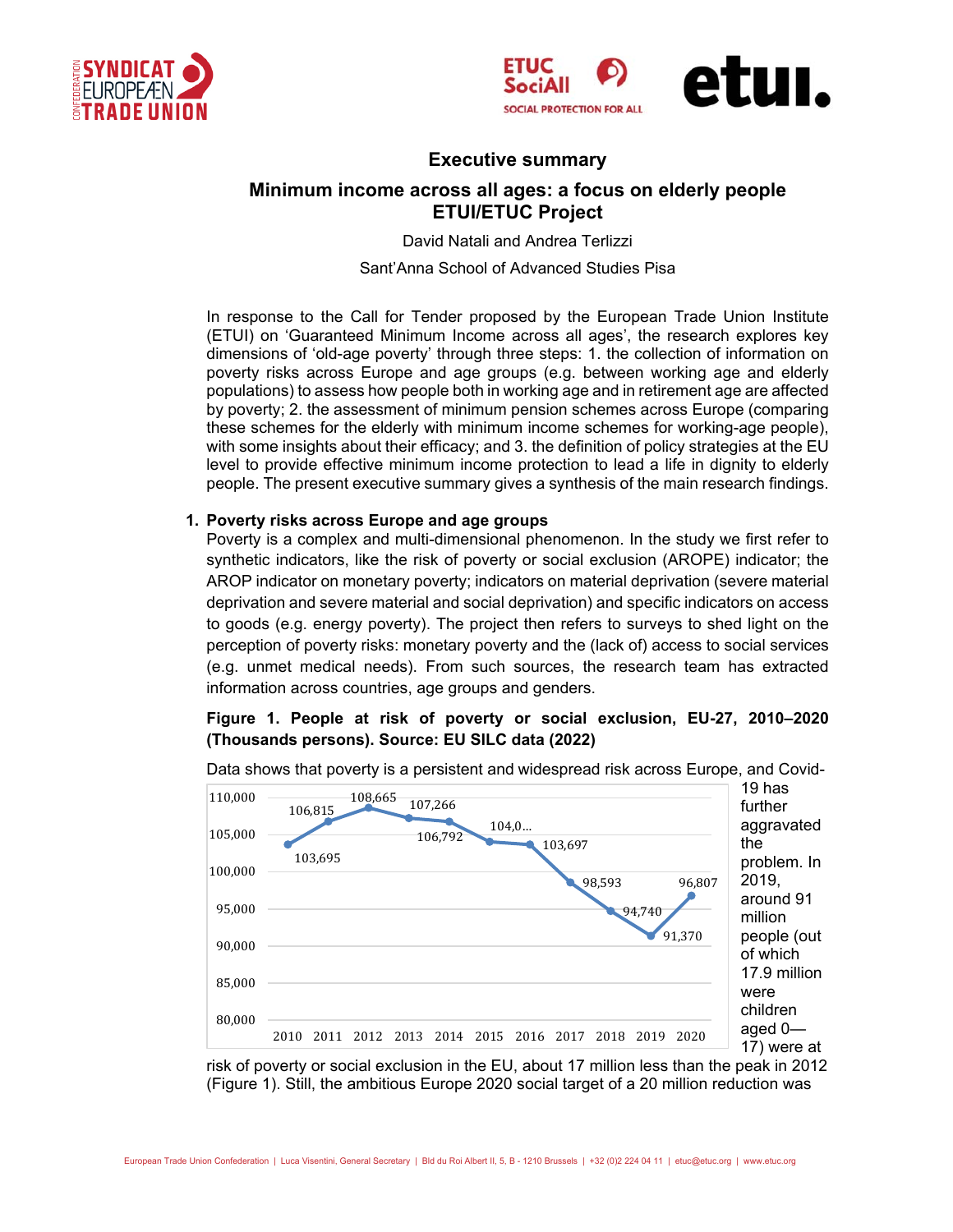# Executive summary

## Minimum income across all ages: a focus on elderly people ETUI/ETUC Project

David Natali and Andrea Terlizzi

Sant'Anna School of Advanced Studies Pisa

In response to the Call for Tender proposed by the European Trade Union Institute (ETUI) on 'Guaranteed Minimum Income across all ages', the research explores key dimensions of 'old-age poverty' through three steps: 1. the collection of information on poverty risks across Europe and age groups (e.g. between working age and elderly populations) to assess how people both in working age and in retirement age are affected by poverty; 2. the assessment of minimum pension schemes across Europe (comparing these schemes for the elderly with minimum income schemes for working-age people), with some insights about their efficacy; and 3. the definition of policy strategies at the EU level to provide effective minimum income protection to lead a life in dignity to elderly people. The present executive summary gives a synthesis of the main research findings.

### 1. Poverty risks across Europe and age groups

Poverty is a complex and multi-dimensional phenomenon. In the study we first refer to synthetic indicators, like the risk of poverty or social exclusion (AROPE) indicator; the AROP indicator on monetary poverty; indicators on material deprivation (severe material deprivation and severe material and social deprivation) and specific indicators on access to goods (e.g. energy poverty). The project then refers to surveys to shed light on the perception of poverty risks: monetary poverty and the (lack of) access to social services (e.g. unmet medical needs). From such sources, the research team has extracted information across countries, age groups and genders.

**Figure 1. People at risk of poverty or social exclusion, EU-27, 2010–2020 (Thousands persons). Source: EU SILC data (2022)**

| Year | People at risk (thousands) |
|---|---|
| 2010 | 103,695 |
| 2011 | 106,815 |
| 2012 | 108,665 |
| 2013 | 107,266 |
| 2014 | 106,792 |
| 2015 | 104,0... |
| 2016 | 103,697 |
| 2017 | 98,593 |
| 2018 | 94,740 |
| 2019 | 91,370 |
| 2020 | 96,807 |

Data shows that poverty is a persistent and widespread risk across Europe, and Covid-19 has further aggravated the problem. In 2019, around 91 million people (out of which 17.9 million were children aged 0—17) were at risk of poverty or social exclusion in the EU, about 17 million less than the peak in 2012 (Figure 1). Still, the ambitious Europe 2020 social target of a 20 million reduction was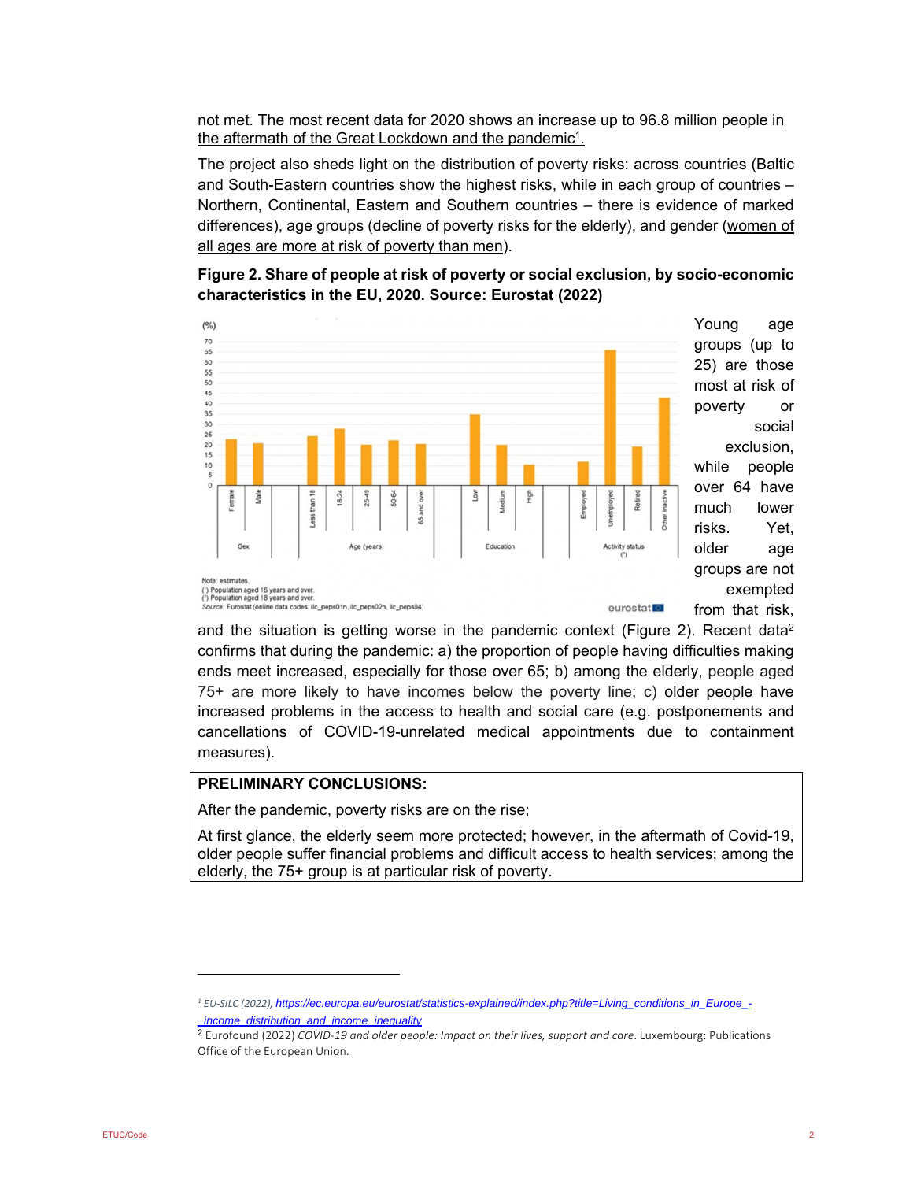not met. The most recent data for 2020 shows an increase up to 96.8 million people in the aftermath of the Great Lockdown and the pandemic[1].

The project also sheds light on the distribution of poverty risks: across countries (Baltic and South-Eastern countries show the highest risks, while in each group of countries – Northern, Continental, Eastern and Southern countries – there is evidence of marked differences), age groups (decline of poverty risks for the elderly), and gender (women of all ages are more at risk of poverty than men).

**Figure 2. Share of people at risk of poverty or social exclusion, by socio-economic characteristics in the EU, 2020. Source: Eurostat (2022)**

Note: estimates.
(¹) Population aged 16 years and over.
(²) Population aged 18 years and over.
*Source:* Eurostat (online data codes: ilc_peps01n, ilc_peps02n, ilc_peps04)

Young age groups (up to 25) are those most at risk of poverty or social exclusion, while people over 64 have much lower risks. Yet, older age groups are not exempted from that risk, and the situation is getting worse in the pandemic context (Figure 2). Recent data[2] confirms that during the pandemic: a) the proportion of people having difficulties making ends meet increased, especially for those over 65; b) among the elderly, people aged 75+ are more likely to have incomes below the poverty line; c) older people have increased problems in the access to health and social care (e.g. postponements and cancellations of COVID-19-unrelated medical appointments due to containment measures).

**PRELIMINARY CONCLUSIONS:**

After the pandemic, poverty risks are on the rise;

At first glance, the elderly seem more protected; however, in the aftermath of Covid-19, older people suffer financial problems and difficult access to health services; among the elderly, the 75+ group is at particular risk of poverty.

---

[1] EU-SILC (2022), https://ec.europa.eu/eurostat/statistics-explained/index.php?title=Living_conditions_in_Europe_-_income_distribution_and_income_inequality

[2] Eurofound (2022) *COVID-19 and older people: Impact on their lives, support and care*. Luxembourg: Publications Office of the European Union.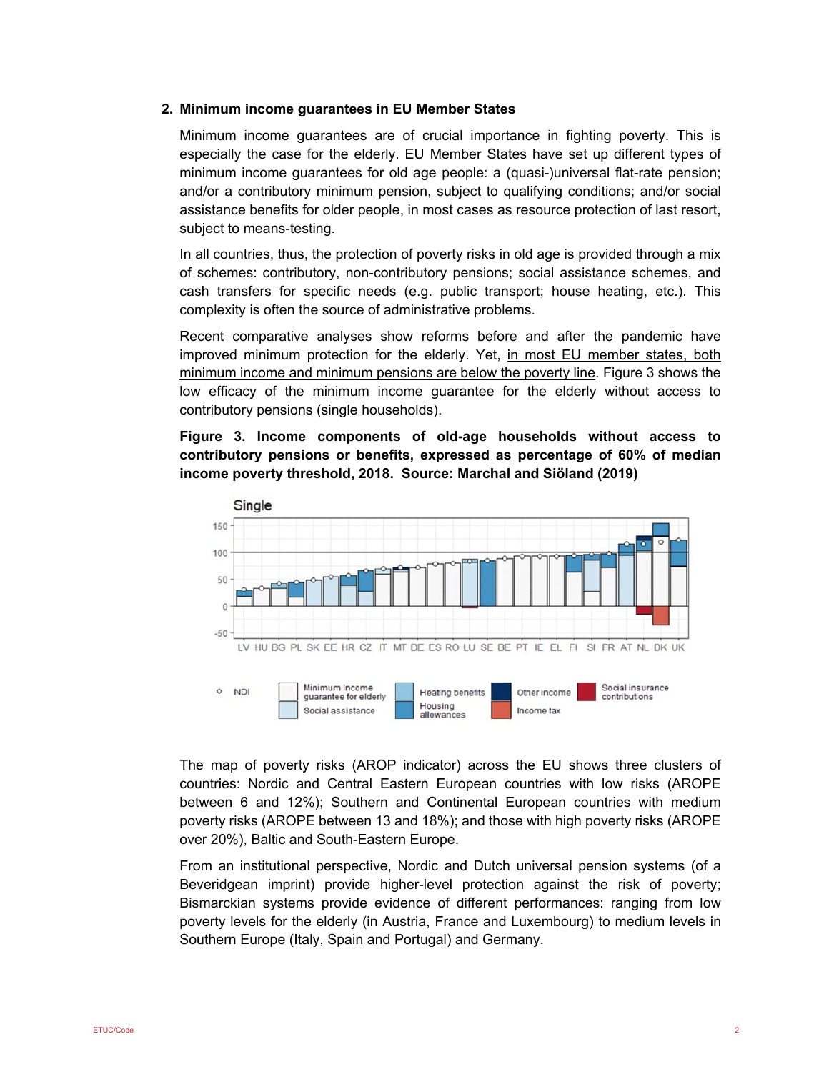## 2. Minimum income guarantees in EU Member States

Minimum income guarantees are of crucial importance in fighting poverty. This is especially the case for the elderly. EU Member States have set up different types of minimum income guarantees for old age people: a (quasi-)universal flat-rate pension; and/or a contributory minimum pension, subject to qualifying conditions; and/or social assistance benefits for older people, in most cases as resource protection of last resort, subject to means-testing.

In all countries, thus, the protection of poverty risks in old age is provided through a mix of schemes: contributory, non-contributory pensions; social assistance schemes, and cash transfers for specific needs (e.g. public transport; house heating, etc.). This complexity is often the source of administrative problems.

Recent comparative analyses show reforms before and after the pandemic have improved minimum protection for the elderly. Yet, in most EU member states, both minimum income and minimum pensions are below the poverty line. Figure 3 shows the low efficacy of the minimum income guarantee for the elderly without access to contributory pensions (single households).

**Figure 3. Income components of old-age households without access to contributory pensions or benefits, expressed as percentage of 60% of median income poverty threshold, 2018. Source: Marchal and Siöland (2019)**

The map of poverty risks (AROP indicator) across the EU shows three clusters of countries: Nordic and Central Eastern European countries with low risks (AROPE between 6 and 12%); Southern and Continental European countries with medium poverty risks (AROPE between 13 and 18%); and those with high poverty risks (AROPE over 20%), Baltic and South-Eastern Europe.

From an institutional perspective, Nordic and Dutch universal pension systems (of a Beveridgean imprint) provide higher-level protection against the risk of poverty; Bismarckian systems provide evidence of different performances: ranging from low poverty levels for the elderly (in Austria, France and Luxembourg) to medium levels in Southern Europe (Italy, Spain and Portugal) and Germany.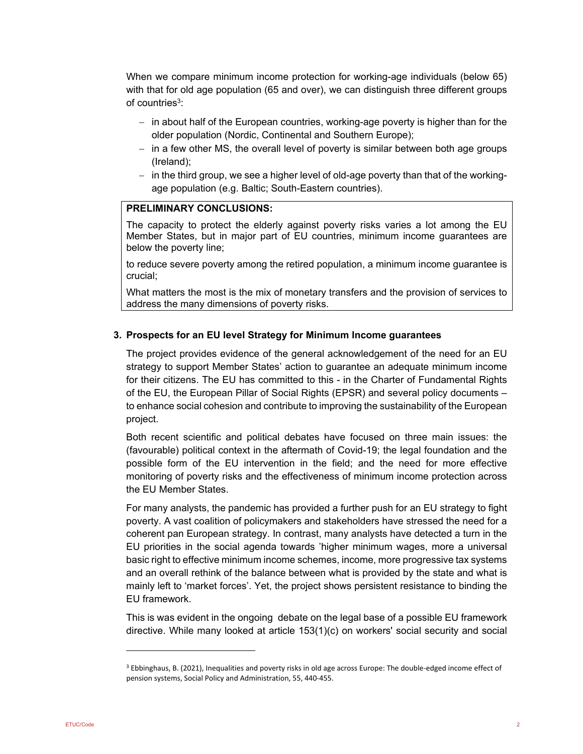When we compare minimum income protection for working-age individuals (below 65) with that for old age population (65 and over), we can distinguish three different groups of countries[3]:

- in about half of the European countries, working-age poverty is higher than for the older population (Nordic, Continental and Southern Europe);
- in a few other MS, the overall level of poverty is similar between both age groups (Ireland);
- in the third group, we see a higher level of old-age poverty than that of the working-age population (e.g. Baltic; South-Eastern countries).

**PRELIMINARY CONCLUSIONS:**

The capacity to protect the elderly against poverty risks varies a lot among the EU Member States, but in major part of EU countries, minimum income guarantees are below the poverty line;

to reduce severe poverty among the retired population, a minimum income guarantee is crucial;

What matters the most is the mix of monetary transfers and the provision of services to address the many dimensions of poverty risks.

### 3. Prospects for an EU level Strategy for Minimum Income guarantees

The project provides evidence of the general acknowledgement of the need for an EU strategy to support Member States' action to guarantee an adequate minimum income for their citizens. The EU has committed to this - in the Charter of Fundamental Rights of the EU, the European Pillar of Social Rights (EPSR) and several policy documents – to enhance social cohesion and contribute to improving the sustainability of the European project.

Both recent scientific and political debates have focused on three main issues: the (favourable) political context in the aftermath of Covid-19; the legal foundation and the possible form of the EU intervention in the field; and the need for more effective monitoring of poverty risks and the effectiveness of minimum income protection across the EU Member States.

For many analysts, the pandemic has provided a further push for an EU strategy to fight poverty. A vast coalition of policymakers and stakeholders have stressed the need for a coherent pan European strategy. In contrast, many analysts have detected a turn in the EU priorities in the social agenda towards 'higher minimum wages, more a universal basic right to effective minimum income schemes, income, more progressive tax systems and an overall rethink of the balance between what is provided by the state and what is mainly left to 'market forces'. Yet, the project shows persistent resistance to binding the EU framework.

This is was evident in the ongoing debate on the legal base of a possible EU framework directive. While many looked at article 153(1)(c) on workers' social security and social

[3] Ebbinghaus, B. (2021), Inequalities and poverty risks in old age across Europe: The double-edged income effect of pension systems, Social Policy and Administration, 55, 440-455.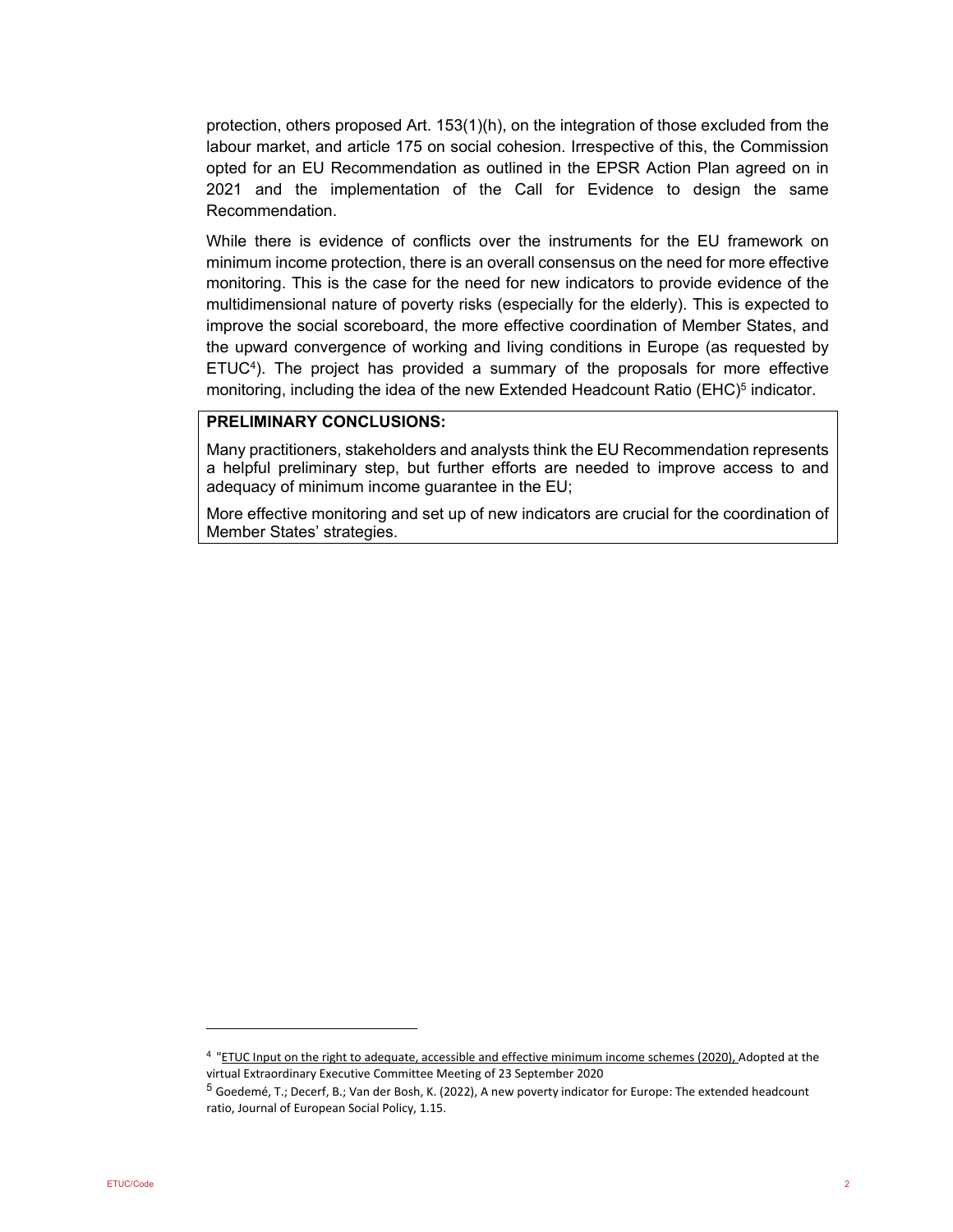protection, others proposed Art. 153(1)(h), on the integration of those excluded from the labour market, and article 175 on social cohesion. Irrespective of this, the Commission opted for an EU Recommendation as outlined in the EPSR Action Plan agreed on in 2021 and the implementation of the Call for Evidence to design the same Recommendation.

While there is evidence of conflicts over the instruments for the EU framework on minimum income protection, there is an overall consensus on the need for more effective monitoring. This is the case for the need for new indicators to provide evidence of the multidimensional nature of poverty risks (especially for the elderly). This is expected to improve the social scoreboard, the more effective coordination of Member States, and the upward convergence of working and living conditions in Europe (as requested by ETUC[4]). The project has provided a summary of the proposals for more effective monitoring, including the idea of the new Extended Headcount Ratio (EHC)[5] indicator.

**PRELIMINARY CONCLUSIONS:**

Many practitioners, stakeholders and analysts think the EU Recommendation represents a helpful preliminary step, but further efforts are needed to improve access to and adequacy of minimum income guarantee in the EU;

More effective monitoring and set up of new indicators are crucial for the coordination of Member States' strategies.

---

[4] "ETUC Input on the right to adequate, accessible and effective minimum income schemes (2020), Adopted at the virtual Extraordinary Executive Committee Meeting of 23 September 2020

[5] Goedemé, T.; Decerf, B.; Van der Bosh, K. (2022), A new poverty indicator for Europe: The extended headcount ratio, Journal of European Social Policy, 1.15.